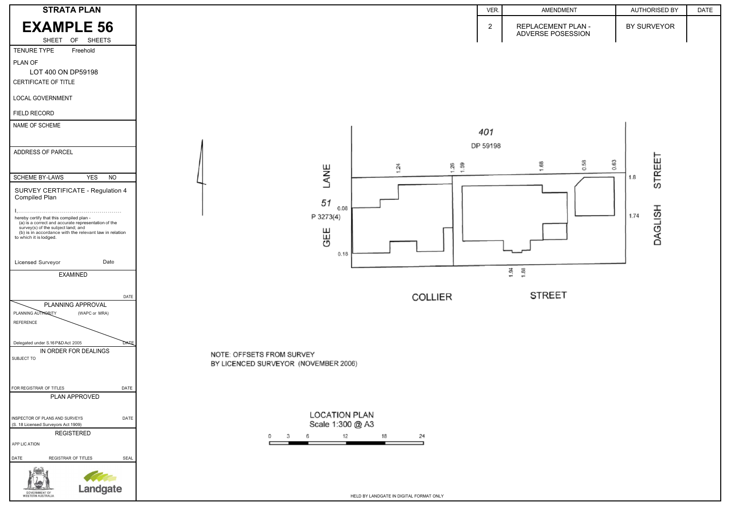# STRATA PLAN

# EXAMPLE 56

SHEET OF SHEETS

| VER. | AMENDMENT | AUTHORISED BY | DATE |
|---|---|---|---|
| 2 | REPLACEMENT PLAN - ADVERSE POSESSION | BY SURVEYOR | |

TENURE TYPE Freehold

PLAN OF
LOT 400 ON DP59198

CERTIFICATE OF TITLE

LOCAL GOVERNMENT

FIELD RECORD

NAME OF SCHEME

ADDRESS OF PARCEL

SCHEME BY-LAWS YES NO

SURVEY CERTIFICATE - Regulation 4
Compiled Plan

I,..................................................
hereby certify that this compiled plan -
(a) is a correct and accurate representation of the survey(s) of the subject land; and
(b) is in accordance with the relevant law in relation to which it is lodged.

Licensed Surveyor Date

EXAMINED

DATE

PLANNING APPROVAL

PLANNING AUTHORITY (WAPC or MRA)

REFERENCE

Delegated under S.16 P&D Act 2005 DATE

IN ORDER FOR DEALINGS

SUBJECT TO

FOR REGISTRAR OF TITLES DATE

PLAN APPROVED

INSPECTOR OF PLANS AND SURVEYS DATE
(S. 18 Licensed Surveyors Act 1909)

REGISTERED

APPLICATION

DATE REGISTRAR OF TITLES SEAL

GOVERNMENT OF WESTERN AUSTRALIA

Landgate

401
DP 59198

1.24 1.26 1.59 1.68 0.58 0.63

GEE LANE

51
P 3273(4)

0.08

0.18

1.8

1.74

DAGLISH STREET

1.94 1.88

COLLIER STREET

NOTE: OFFSETS FROM SURVEY
BY LICENCED SURVEYOR (NOVEMBER 2006)

LOCATION PLAN
Scale 1:300 @ A3

0 3 6 12 18 24

HELD BY LANDGATE IN DIGITAL FORMAT ONLY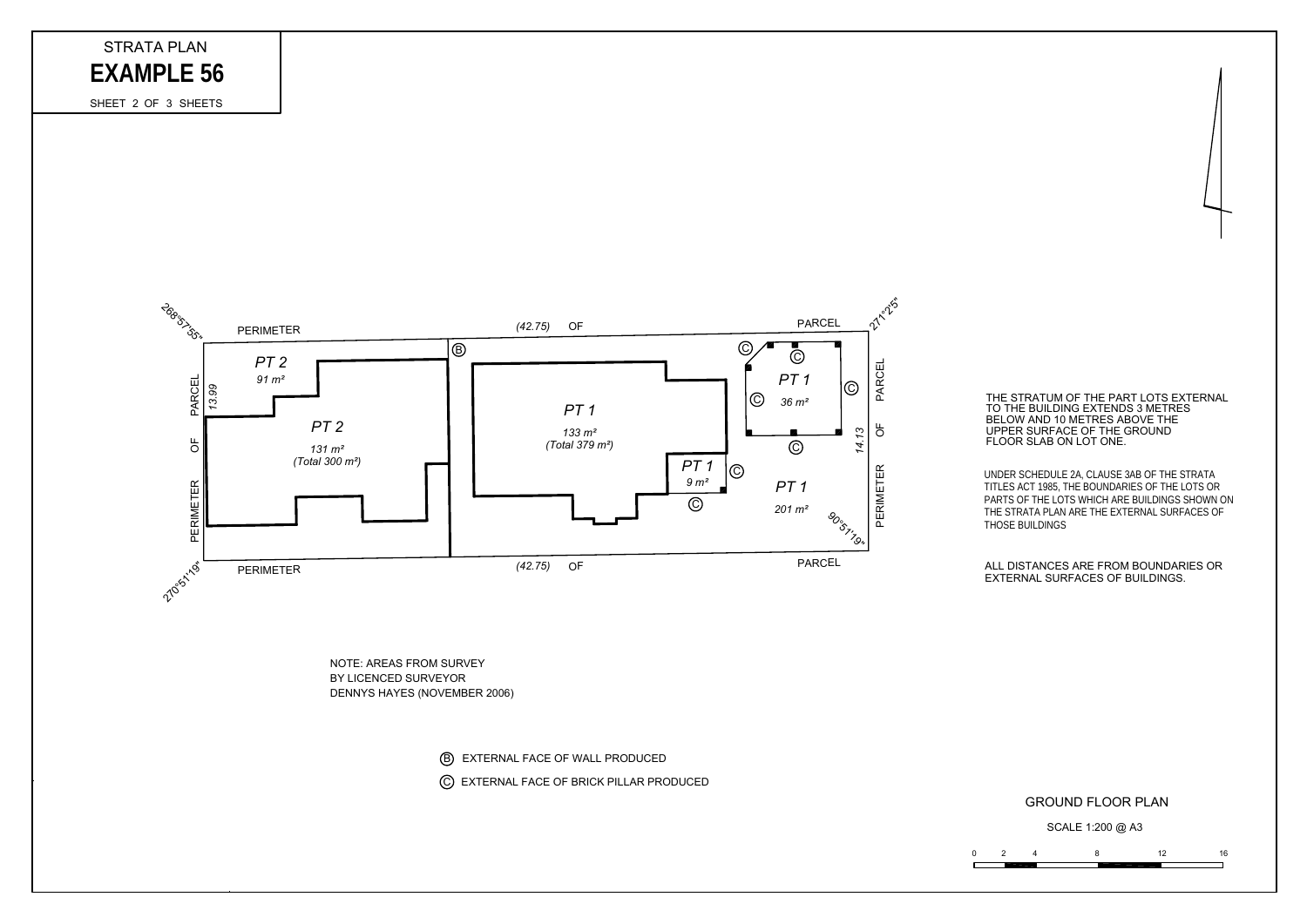# STRATA PLAN

# EXAMPLE 56

SHEET 2 OF 3 SHEETS

268°57'55"

PERIMETER (42.75) OF PARCEL

271°2'5"

PT 2
91 m²

PT 2
131 m²
(Total 300 m²)

13.99

PARCEL OF PERIMETER

B

PT 1
133 m²
(Total 379 m²)

C

PT 1
36 m²

PT 1
9 m²

PT 1
201 m²

14.13

PARCEL OF PERIMETER

90°51'19"

270°51'19"

PERIMETER (42.75) OF PARCEL

THE STRATUM OF THE PART LOTS EXTERNAL TO THE BUILDING EXTENDS 3 METRES BELOW AND 10 METRES ABOVE THE UPPER SURFACE OF THE GROUND FLOOR SLAB ON LOT ONE.

UNDER SCHEDULE 2A, CLAUSE 3AB OF THE STRATA TITLES ACT 1985, THE BOUNDARIES OF THE LOTS OR PARTS OF THE LOTS WHICH ARE BUILDINGS SHOWN ON THE STRATA PLAN ARE THE EXTERNAL SURFACES OF THOSE BUILDINGS

ALL DISTANCES ARE FROM BOUNDARIES OR EXTERNAL SURFACES OF BUILDINGS.

NOTE: AREAS FROM SURVEY
BY LICENCED SURVEYOR
DENNYS HAYES (NOVEMBER 2006)

(B) EXTERNAL FACE OF WALL PRODUCED

(C) EXTERNAL FACE OF BRICK PILLAR PRODUCED

GROUND FLOOR PLAN

SCALE 1:200 @ A3

0 2 4 8 12 16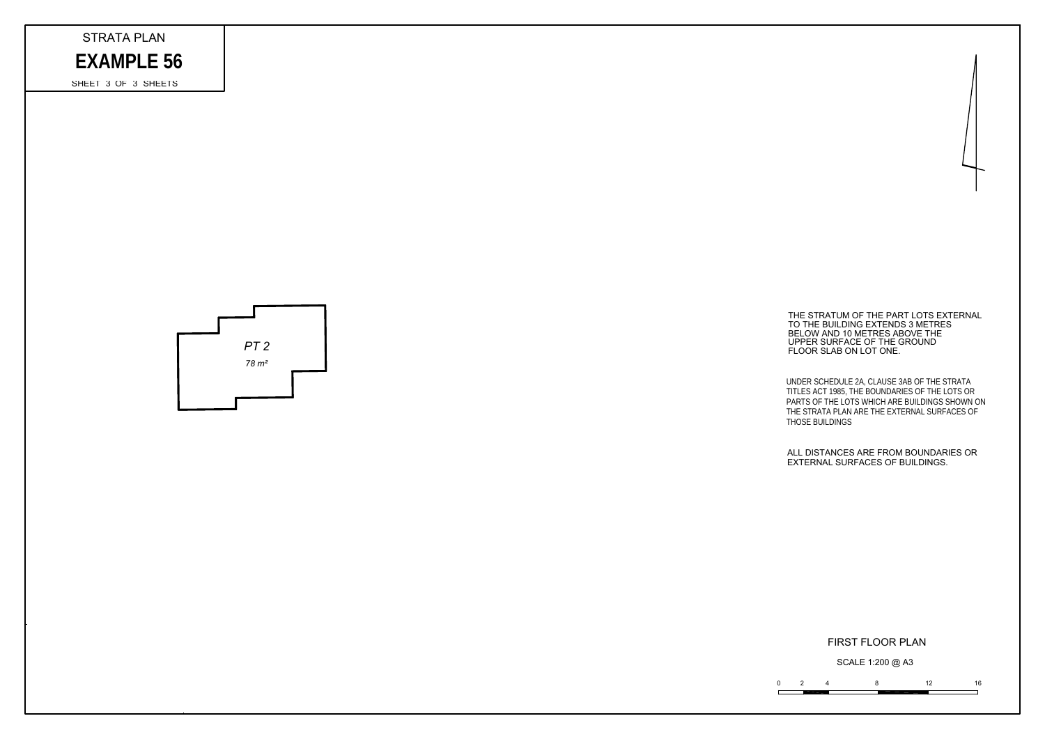STRATA PLAN

# EXAMPLE 56

SHEET 3 OF 3 SHEETS

*PT 2*

*78 m²*

THE STRATUM OF THE PART LOTS EXTERNAL TO THE BUILDING EXTENDS 3 METRES BELOW AND 10 METRES ABOVE THE UPPER SURFACE OF THE GROUND FLOOR SLAB ON LOT ONE.

UNDER SCHEDULE 2A, CLAUSE 3AB OF THE STRATA TITLES ACT 1985, THE BOUNDARIES OF THE LOTS OR PARTS OF THE LOTS WHICH ARE BUILDINGS SHOWN ON THE STRATA PLAN ARE THE EXTERNAL SURFACES OF THOSE BUILDINGS

ALL DISTANCES ARE FROM BOUNDARIES OR EXTERNAL SURFACES OF BUILDINGS.

FIRST FLOOR PLAN

SCALE 1:200 @ A3

0 2 4 8 12 16